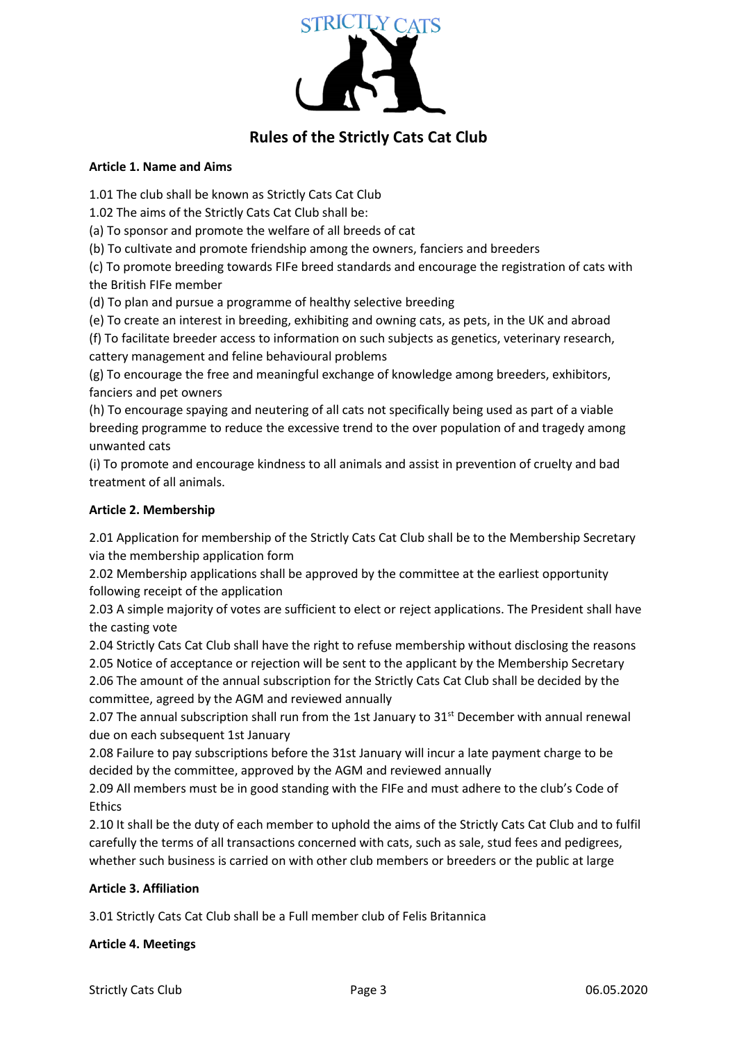STRICTLY CATS

# Rules of the Strictly Cats Cat Club

**Article 1. Name and Aims**

1.01 The club shall be known as Strictly Cats Cat Club
1.02 The aims of the Strictly Cats Cat Club shall be:
(a) To sponsor and promote the welfare of all breeds of cat
(b) To cultivate and promote friendship among the owners, fanciers and breeders
(c) To promote breeding towards FIFe breed standards and encourage the registration of cats with the British FIFe member
(d) To plan and pursue a programme of healthy selective breeding
(e) To create an interest in breeding, exhibiting and owning cats, as pets, in the UK and abroad
(f) To facilitate breeder access to information on such subjects as genetics, veterinary research, cattery management and feline behavioural problems
(g) To encourage the free and meaningful exchange of knowledge among breeders, exhibitors, fanciers and pet owners
(h) To encourage spaying and neutering of all cats not specifically being used as part of a viable breeding programme to reduce the excessive trend to the over population of and tragedy among unwanted cats
(i) To promote and encourage kindness to all animals and assist in prevention of cruelty and bad treatment of all animals.

**Article 2. Membership**

2.01 Application for membership of the Strictly Cats Cat Club shall be to the Membership Secretary via the membership application form
2.02 Membership applications shall be approved by the committee at the earliest opportunity following receipt of the application
2.03 A simple majority of votes are sufficient to elect or reject applications. The President shall have the casting vote
2.04 Strictly Cats Cat Club shall have the right to refuse membership without disclosing the reasons
2.05 Notice of acceptance or rejection will be sent to the applicant by the Membership Secretary
2.06 The amount of the annual subscription for the Strictly Cats Cat Club shall be decided by the committee, agreed by the AGM and reviewed annually
2.07 The annual subscription shall run from the 1st January to 31st December with annual renewal due on each subsequent 1st January
2.08 Failure to pay subscriptions before the 31st January will incur a late payment charge to be decided by the committee, approved by the AGM and reviewed annually
2.09 All members must be in good standing with the FIFe and must adhere to the club's Code of Ethics
2.10 It shall be the duty of each member to uphold the aims of the Strictly Cats Cat Club and to fulfil carefully the terms of all transactions concerned with cats, such as sale, stud fees and pedigrees, whether such business is carried on with other club members or breeders or the public at large

**Article 3. Affiliation**

3.01 Strictly Cats Cat Club shall be a Full member club of Felis Britannica

**Article 4. Meetings**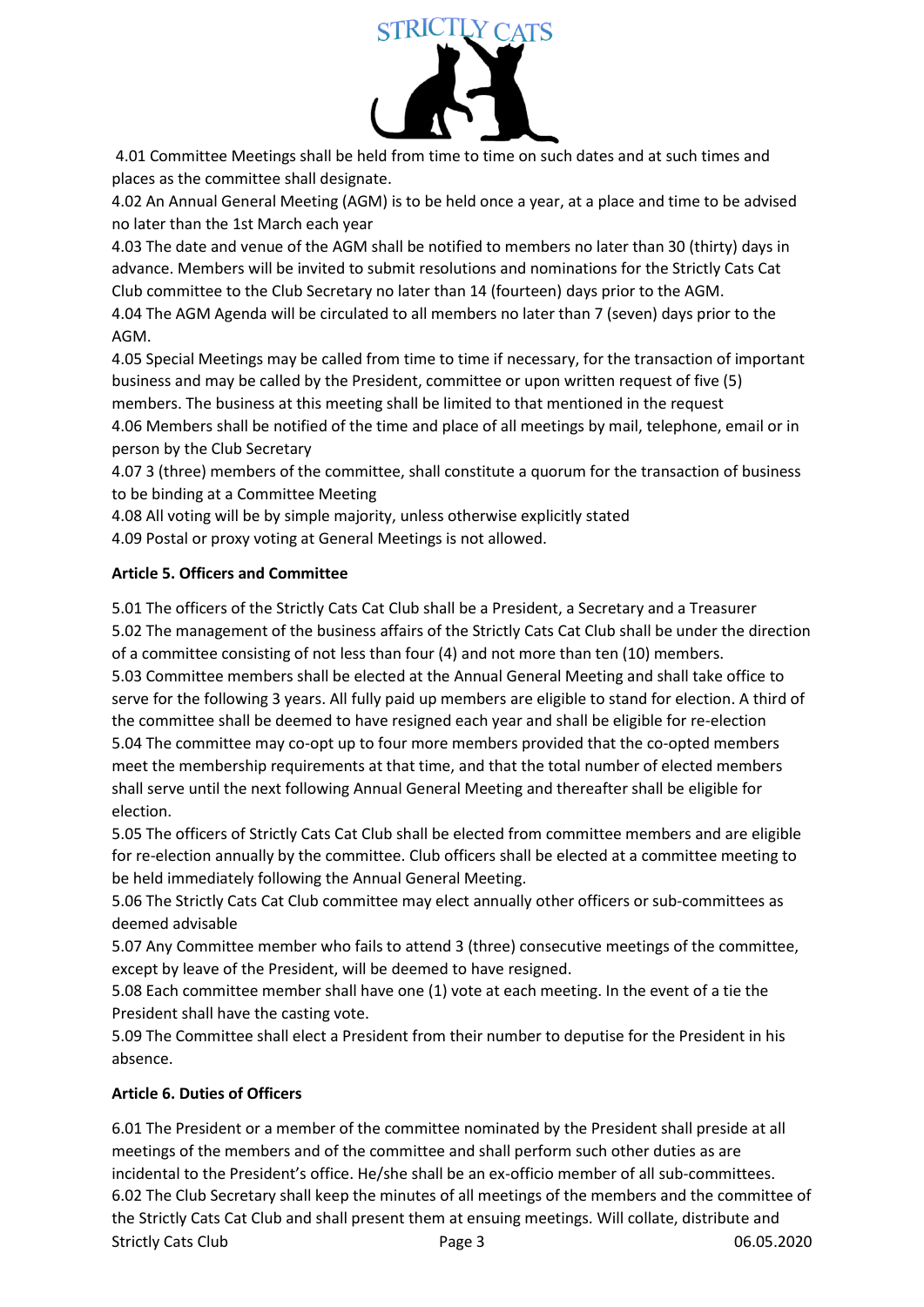4.01 Committee Meetings shall be held from time to time on such dates and at such times and places as the committee shall designate.
4.02 An Annual General Meeting (AGM) is to be held once a year, at a place and time to be advised no later than the 1st March each year
4.03 The date and venue of the AGM shall be notified to members no later than 30 (thirty) days in advance. Members will be invited to submit resolutions and nominations for the Strictly Cats Cat Club committee to the Club Secretary no later than 14 (fourteen) days prior to the AGM.
4.04 The AGM Agenda will be circulated to all members no later than 7 (seven) days prior to the AGM.
4.05 Special Meetings may be called from time to time if necessary, for the transaction of important business and may be called by the President, committee or upon written request of five (5) members. The business at this meeting shall be limited to that mentioned in the request
4.06 Members shall be notified of the time and place of all meetings by mail, telephone, email or in person by the Club Secretary
4.07 3 (three) members of the committee, shall constitute a quorum for the transaction of business to be binding at a Committee Meeting
4.08 All voting will be by simple majority, unless otherwise explicitly stated
4.09 Postal or proxy voting at General Meetings is not allowed.

**Article 5. Officers and Committee**

5.01 The officers of the Strictly Cats Cat Club shall be a President, a Secretary and a Treasurer
5.02 The management of the business affairs of the Strictly Cats Cat Club shall be under the direction of a committee consisting of not less than four (4) and not more than ten (10) members.
5.03 Committee members shall be elected at the Annual General Meeting and shall take office to serve for the following 3 years. All fully paid up members are eligible to stand for election. A third of the committee shall be deemed to have resigned each year and shall be eligible for re-election
5.04 The committee may co-opt up to four more members provided that the co-opted members meet the membership requirements at that time, and that the total number of elected members shall serve until the next following Annual General Meeting and thereafter shall be eligible for election.
5.05 The officers of Strictly Cats Cat Club shall be elected from committee members and are eligible for re-election annually by the committee. Club officers shall be elected at a committee meeting to be held immediately following the Annual General Meeting.
5.06 The Strictly Cats Cat Club committee may elect annually other officers or sub-committees as deemed advisable
5.07 Any Committee member who fails to attend 3 (three) consecutive meetings of the committee, except by leave of the President, will be deemed to have resigned.
5.08 Each committee member shall have one (1) vote at each meeting. In the event of a tie the President shall have the casting vote.
5.09 The Committee shall elect a President from their number to deputise for the President in his absence.

**Article 6. Duties of Officers**

6.01 The President or a member of the committee nominated by the President shall preside at all meetings of the members and of the committee and shall perform such other duties as are incidental to the President's office. He/she shall be an ex-officio member of all sub-committees.
6.02 The Club Secretary shall keep the minutes of all meetings of the members and the committee of the Strictly Cats Cat Club and shall present them at ensuing meetings. Will collate, distribute and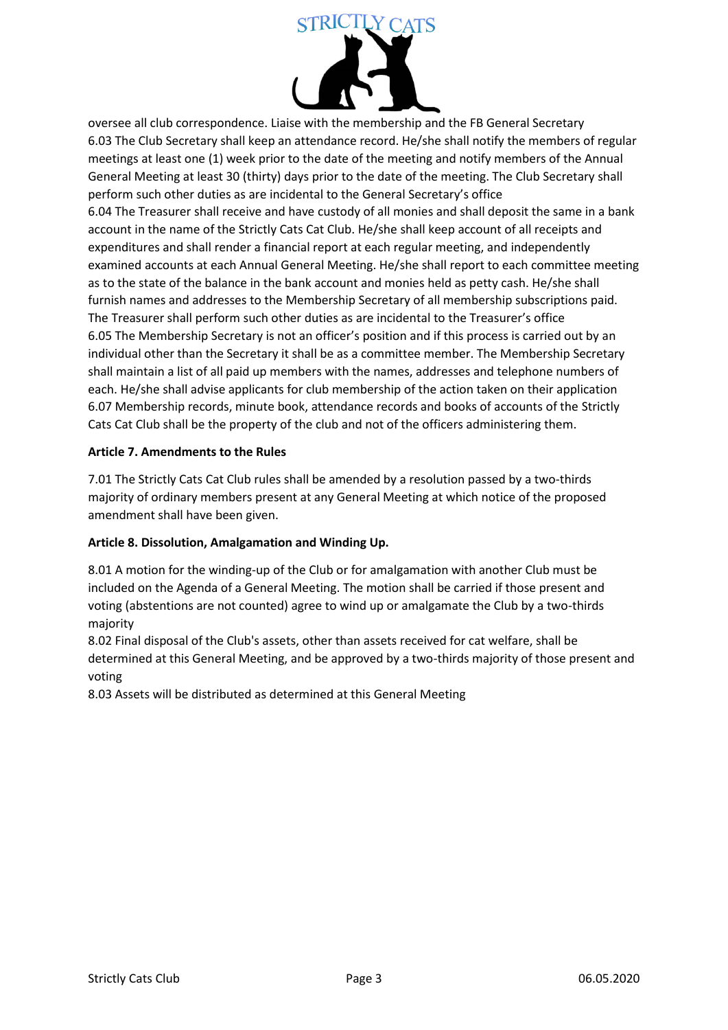oversee all club correspondence. Liaise with the membership and the FB General Secretary
6.03 The Club Secretary shall keep an attendance record. He/she shall notify the members of regular meetings at least one (1) week prior to the date of the meeting and notify members of the Annual General Meeting at least 30 (thirty) days prior to the date of the meeting. The Club Secretary shall perform such other duties as are incidental to the General Secretary's office
6.04 The Treasurer shall receive and have custody of all monies and shall deposit the same in a bank account in the name of the Strictly Cats Cat Club. He/she shall keep account of all receipts and expenditures and shall render a financial report at each regular meeting, and independently examined accounts at each Annual General Meeting. He/she shall report to each committee meeting as to the state of the balance in the bank account and monies held as petty cash. He/she shall furnish names and addresses to the Membership Secretary of all membership subscriptions paid. The Treasurer shall perform such other duties as are incidental to the Treasurer's office
6.05 The Membership Secretary is not an officer's position and if this process is carried out by an individual other than the Secretary it shall be as a committee member. The Membership Secretary shall maintain a list of all paid up members with the names, addresses and telephone numbers of each. He/she shall advise applicants for club membership of the action taken on their application
6.07 Membership records, minute book, attendance records and books of accounts of the Strictly Cats Cat Club shall be the property of the club and not of the officers administering them.

**Article 7. Amendments to the Rules**

7.01 The Strictly Cats Cat Club rules shall be amended by a resolution passed by a two-thirds majority of ordinary members present at any General Meeting at which notice of the proposed amendment shall have been given.

**Article 8. Dissolution, Amalgamation and Winding Up.**

8.01 A motion for the winding-up of the Club or for amalgamation with another Club must be included on the Agenda of a General Meeting. The motion shall be carried if those present and voting (abstentions are not counted) agree to wind up or amalgamate the Club by a two-thirds majority
8.02 Final disposal of the Club's assets, other than assets received for cat welfare, shall be determined at this General Meeting, and be approved by a two-thirds majority of those present and voting
8.03 Assets will be distributed as determined at this General Meeting